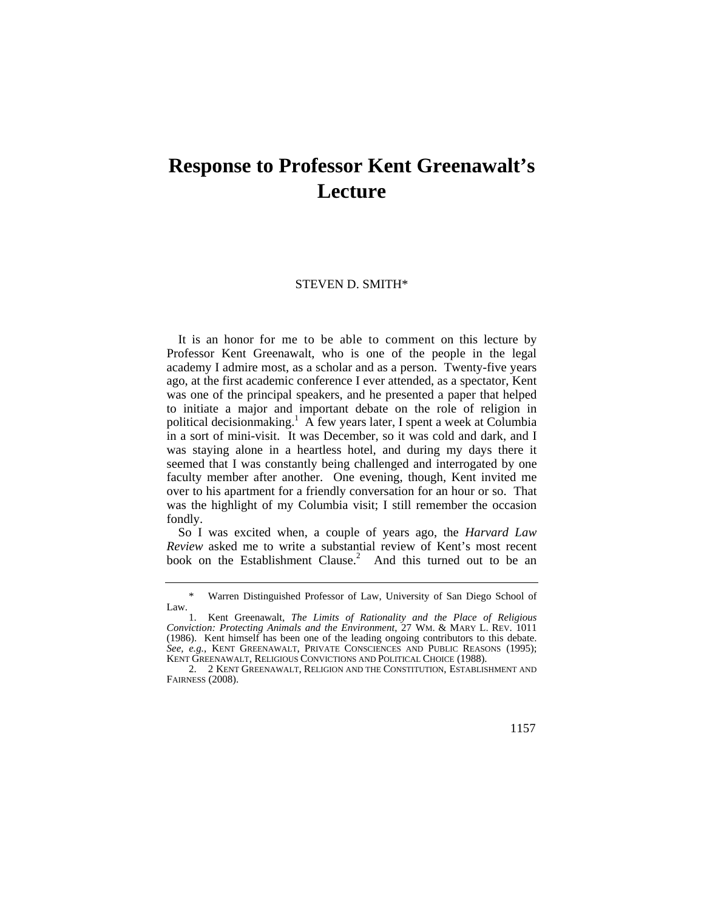# Response to Professor Kent Greenawalt's Lecture

STEVEN D. SMITH*

It is an honor for me to be able to comment on this lecture by Professor Kent Greenawalt, who is one of the people in the legal academy I admire most, as a scholar and as a person. Twenty-five years ago, at the first academic conference I ever attended, as a spectator, Kent was one of the principal speakers, and he presented a paper that helped to initiate a major and important debate on the role of religion in political decisionmaking.[1] A few years later, I spent a week at Columbia in a sort of mini-visit. It was December, so it was cold and dark, and I was staying alone in a heartless hotel, and during my days there it seemed that I was constantly being challenged and interrogated by one faculty member after another. One evening, though, Kent invited me over to his apartment for a friendly conversation for an hour or so. That was the highlight of my Columbia visit; I still remember the occasion fondly.

So I was excited when, a couple of years ago, the *Harvard Law Review* asked me to write a substantial review of Kent's most recent book on the Establishment Clause.[2] And this turned out to be an

---

\* Warren Distinguished Professor of Law, University of San Diego School of Law.

1. Kent Greenawalt, *The Limits of Rationality and the Place of Religious Conviction: Protecting Animals and the Environment*, 27 WM. & MARY L. REV. 1011 (1986). Kent himself has been one of the leading ongoing contributors to this debate. *See, e.g.*, KENT GREENAWALT, PRIVATE CONSCIENCES AND PUBLIC REASONS (1995); KENT GREENAWALT, RELIGIOUS CONVICTIONS AND POLITICAL CHOICE (1988).

2. 2 KENT GREENAWALT, RELIGION AND THE CONSTITUTION, ESTABLISHMENT AND FAIRNESS (2008).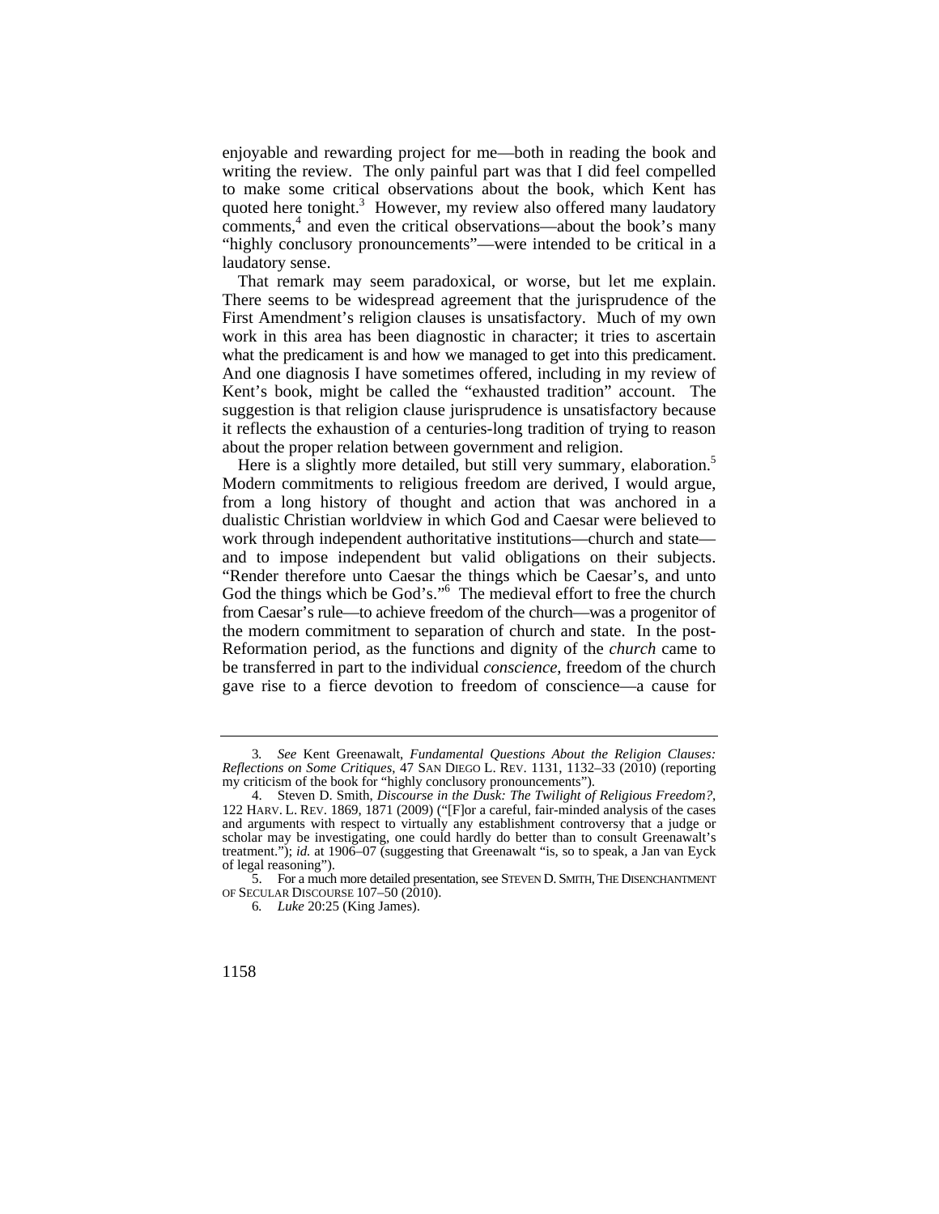enjoyable and rewarding project for me—both in reading the book and writing the review. The only painful part was that I did feel compelled to make some critical observations about the book, which Kent has quoted here tonight.[3] However, my review also offered many laudatory comments,[4] and even the critical observations—about the book's many "highly conclusory pronouncements"—were intended to be critical in a laudatory sense.

That remark may seem paradoxical, or worse, but let me explain. There seems to be widespread agreement that the jurisprudence of the First Amendment's religion clauses is unsatisfactory. Much of my own work in this area has been diagnostic in character; it tries to ascertain what the predicament is and how we managed to get into this predicament. And one diagnosis I have sometimes offered, including in my review of Kent's book, might be called the "exhausted tradition" account. The suggestion is that religion clause jurisprudence is unsatisfactory because it reflects the exhaustion of a centuries-long tradition of trying to reason about the proper relation between government and religion.

Here is a slightly more detailed, but still very summary, elaboration.[5] Modern commitments to religious freedom are derived, I would argue, from a long history of thought and action that was anchored in a dualistic Christian worldview in which God and Caesar were believed to work through independent authoritative institutions—church and state—and to impose independent but valid obligations on their subjects. "Render therefore unto Caesar the things which be Caesar's, and unto God the things which be God's."[6] The medieval effort to free the church from Caesar's rule—to achieve freedom of the church—was a progenitor of the modern commitment to separation of church and state. In the post-Reformation period, as the functions and dignity of the *church* came to be transferred in part to the individual *conscience*, freedom of the church gave rise to a fierce devotion to freedom of conscience—a cause for

---

3. *See* Kent Greenawalt, *Fundamental Questions About the Religion Clauses: Reflections on Some Critiques*, 47 SAN DIEGO L. REV. 1131, 1132–33 (2010) (reporting my criticism of the book for "highly conclusory pronouncements").

4. Steven D. Smith, *Discourse in the Dusk: The Twilight of Religious Freedom?*, 122 HARV. L. REV. 1869, 1871 (2009) ("[F]or a careful, fair-minded analysis of the cases and arguments with respect to virtually any establishment controversy that a judge or scholar may be investigating, one could hardly do better than to consult Greenawalt's treatment."); *id.* at 1906–07 (suggesting that Greenawalt "is, so to speak, a Jan van Eyck of legal reasoning").

5. For a much more detailed presentation, see STEVEN D. SMITH, THE DISENCHANTMENT OF SECULAR DISCOURSE 107–50 (2010).

6. *Luke* 20:25 (King James).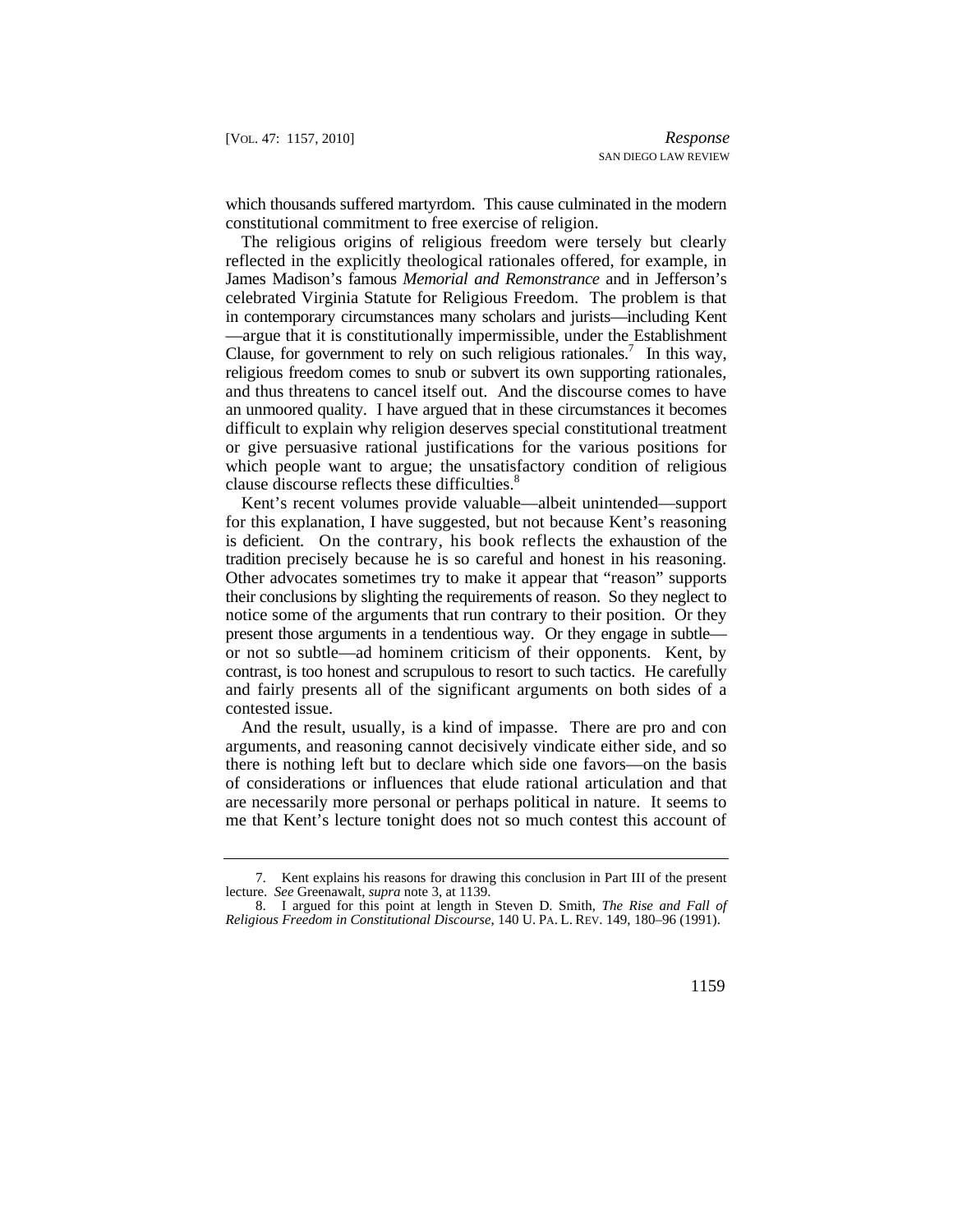which thousands suffered martyrdom. This cause culminated in the modern constitutional commitment to free exercise of religion.

The religious origins of religious freedom were tersely but clearly reflected in the explicitly theological rationales offered, for example, in James Madison's famous *Memorial and Remonstrance* and in Jefferson's celebrated Virginia Statute for Religious Freedom. The problem is that in contemporary circumstances many scholars and jurists—including Kent—argue that it is constitutionally impermissible, under the Establishment Clause, for government to rely on such religious rationales.[7] In this way, religious freedom comes to snub or subvert its own supporting rationales, and thus threatens to cancel itself out. And the discourse comes to have an unmoored quality. I have argued that in these circumstances it becomes difficult to explain why religion deserves special constitutional treatment or give persuasive rational justifications for the various positions for which people want to argue; the unsatisfactory condition of religious clause discourse reflects these difficulties.[8]

Kent's recent volumes provide valuable—albeit unintended—support for this explanation, I have suggested, but not because Kent's reasoning is deficient. On the contrary, his book reflects the exhaustion of the tradition precisely because he is so careful and honest in his reasoning. Other advocates sometimes try to make it appear that "reason" supports their conclusions by slighting the requirements of reason. So they neglect to notice some of the arguments that run contrary to their position. Or they present those arguments in a tendentious way. Or they engage in subtle—or not so subtle—ad hominem criticism of their opponents. Kent, by contrast, is too honest and scrupulous to resort to such tactics. He carefully and fairly presents all of the significant arguments on both sides of a contested issue.

And the result, usually, is a kind of impasse. There are pro and con arguments, and reasoning cannot decisively vindicate either side, and so there is nothing left but to declare which side one favors—on the basis of considerations or influences that elude rational articulation and that are necessarily more personal or perhaps political in nature. It seems to me that Kent's lecture tonight does not so much contest this account of

---

7. Kent explains his reasons for drawing this conclusion in Part III of the present lecture. *See* Greenawalt, *supra* note 3, at 1139.

8. I argued for this point at length in Steven D. Smith, *The Rise and Fall of Religious Freedom in Constitutional Discourse*, 140 U. PA. L. REV. 149, 180–96 (1991).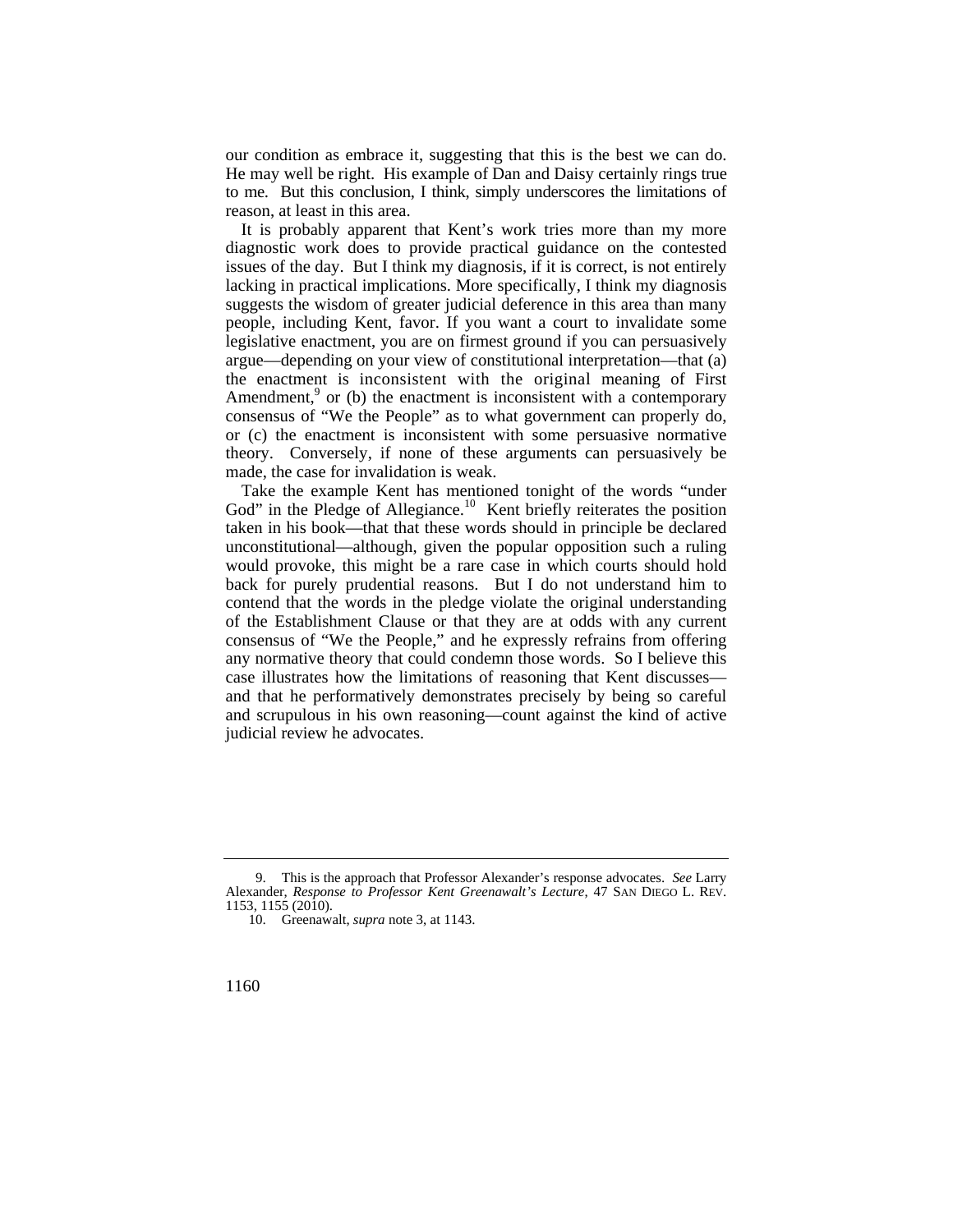our condition as embrace it, suggesting that this is the best we can do. He may well be right. His example of Dan and Daisy certainly rings true to me. But this conclusion, I think, simply underscores the limitations of reason, at least in this area.

It is probably apparent that Kent's work tries more than my more diagnostic work does to provide practical guidance on the contested issues of the day. But I think my diagnosis, if it is correct, is not entirely lacking in practical implications. More specifically, I think my diagnosis suggests the wisdom of greater judicial deference in this area than many people, including Kent, favor. If you want a court to invalidate some legislative enactment, you are on firmest ground if you can persuasively argue—depending on your view of constitutional interpretation—that (a) the enactment is inconsistent with the original meaning of First Amendment,[9] or (b) the enactment is inconsistent with a contemporary consensus of "We the People" as to what government can properly do, or (c) the enactment is inconsistent with some persuasive normative theory. Conversely, if none of these arguments can persuasively be made, the case for invalidation is weak.

Take the example Kent has mentioned tonight of the words "under God" in the Pledge of Allegiance.[10] Kent briefly reiterates the position taken in his book—that that these words should in principle be declared unconstitutional—although, given the popular opposition such a ruling would provoke, this might be a rare case in which courts should hold back for purely prudential reasons. But I do not understand him to contend that the words in the pledge violate the original understanding of the Establishment Clause or that they are at odds with any current consensus of "We the People," and he expressly refrains from offering any normative theory that could condemn those words. So I believe this case illustrates how the limitations of reasoning that Kent discusses—and that he performatively demonstrates precisely by being so careful and scrupulous in his own reasoning—count against the kind of active judicial review he advocates.

---

9. This is the approach that Professor Alexander's response advocates. *See* Larry Alexander, *Response to Professor Kent Greenawalt's Lecture*, 47 SAN DIEGO L. REV. 1153, 1155 (2010).

10. Greenawalt, *supra* note 3, at 1143.